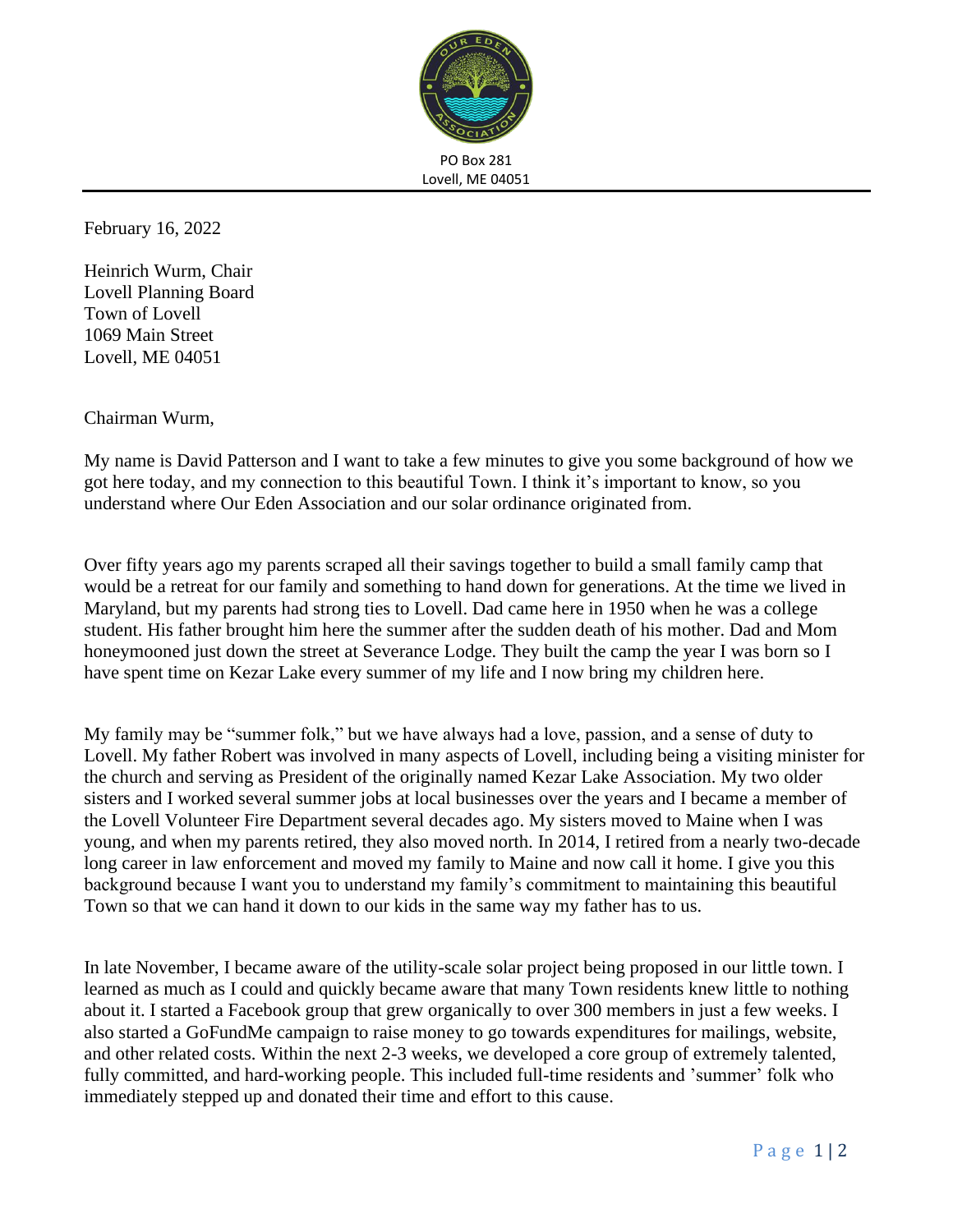PO Box 281
Lovell, ME 04051

February 16, 2022

Heinrich Wurm, Chair
Lovell Planning Board
Town of Lovell
1069 Main Street
Lovell, ME 04051

Chairman Wurm,

My name is David Patterson and I want to take a few minutes to give you some background of how we got here today, and my connection to this beautiful Town. I think it's important to know, so you understand where Our Eden Association and our solar ordinance originated from.

Over fifty years ago my parents scraped all their savings together to build a small family camp that would be a retreat for our family and something to hand down for generations. At the time we lived in Maryland, but my parents had strong ties to Lovell. Dad came here in 1950 when he was a college student. His father brought him here the summer after the sudden death of his mother. Dad and Mom honeymooned just down the street at Severance Lodge. They built the camp the year I was born so I have spent time on Kezar Lake every summer of my life and I now bring my children here.

My family may be "summer folk," but we have always had a love, passion, and a sense of duty to Lovell. My father Robert was involved in many aspects of Lovell, including being a visiting minister for the church and serving as President of the originally named Kezar Lake Association. My two older sisters and I worked several summer jobs at local businesses over the years and I became a member of the Lovell Volunteer Fire Department several decades ago. My sisters moved to Maine when I was young, and when my parents retired, they also moved north. In 2014, I retired from a nearly two-decade long career in law enforcement and moved my family to Maine and now call it home. I give you this background because I want you to understand my family's commitment to maintaining this beautiful Town so that we can hand it down to our kids in the same way my father has to us.

In late November, I became aware of the utility-scale solar project being proposed in our little town. I learned as much as I could and quickly became aware that many Town residents knew little to nothing about it. I started a Facebook group that grew organically to over 300 members in just a few weeks. I also started a GoFundMe campaign to raise money to go towards expenditures for mailings, website, and other related costs. Within the next 2-3 weeks, we developed a core group of extremely talented, fully committed, and hard-working people. This included full-time residents and 'summer' folk who immediately stepped up and donated their time and effort to this cause.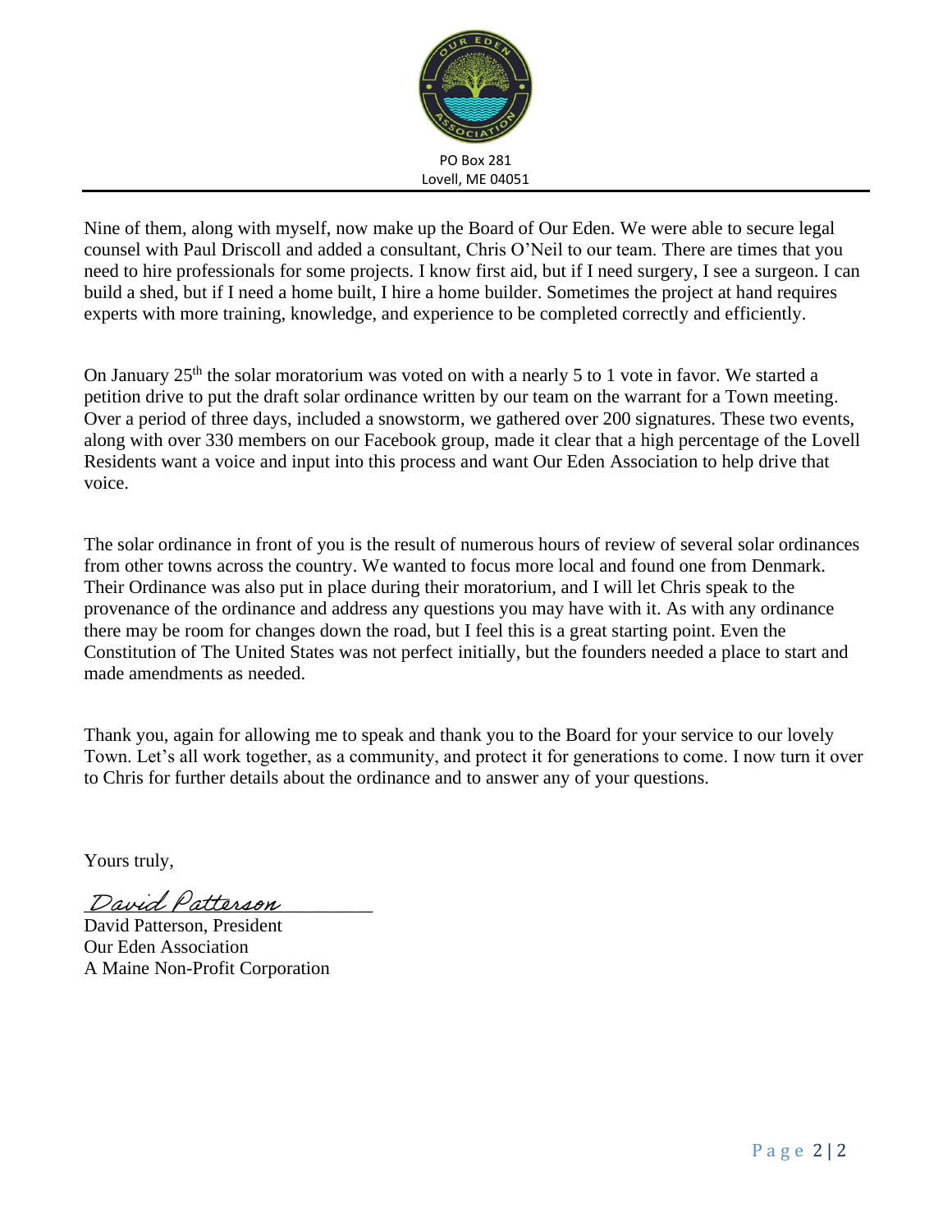PO Box 281
Lovell, ME 04051

Nine of them, along with myself, now make up the Board of Our Eden. We were able to secure legal counsel with Paul Driscoll and added a consultant, Chris O'Neil to our team. There are times that you need to hire professionals for some projects. I know first aid, but if I need surgery, I see a surgeon. I can build a shed, but if I need a home built, I hire a home builder. Sometimes the project at hand requires experts with more training, knowledge, and experience to be completed correctly and efficiently.

On January 25th the solar moratorium was voted on with a nearly 5 to 1 vote in favor. We started a petition drive to put the draft solar ordinance written by our team on the warrant for a Town meeting. Over a period of three days, included a snowstorm, we gathered over 200 signatures. These two events, along with over 330 members on our Facebook group, made it clear that a high percentage of the Lovell Residents want a voice and input into this process and want Our Eden Association to help drive that voice.

The solar ordinance in front of you is the result of numerous hours of review of several solar ordinances from other towns across the country. We wanted to focus more local and found one from Denmark. Their Ordinance was also put in place during their moratorium, and I will let Chris speak to the provenance of the ordinance and address any questions you may have with it. As with any ordinance there may be room for changes down the road, but I feel this is a great starting point. Even the Constitution of The United States was not perfect initially, but the founders needed a place to start and made amendments as needed.

Thank you, again for allowing me to speak and thank you to the Board for your service to our lovely Town. Let's all work together, as a community, and protect it for generations to come. I now turn it over to Chris for further details about the ordinance and to answer any of your questions.

Yours truly,

*David Patterson*

David Patterson, President
Our Eden Association
A Maine Non-Profit Corporation